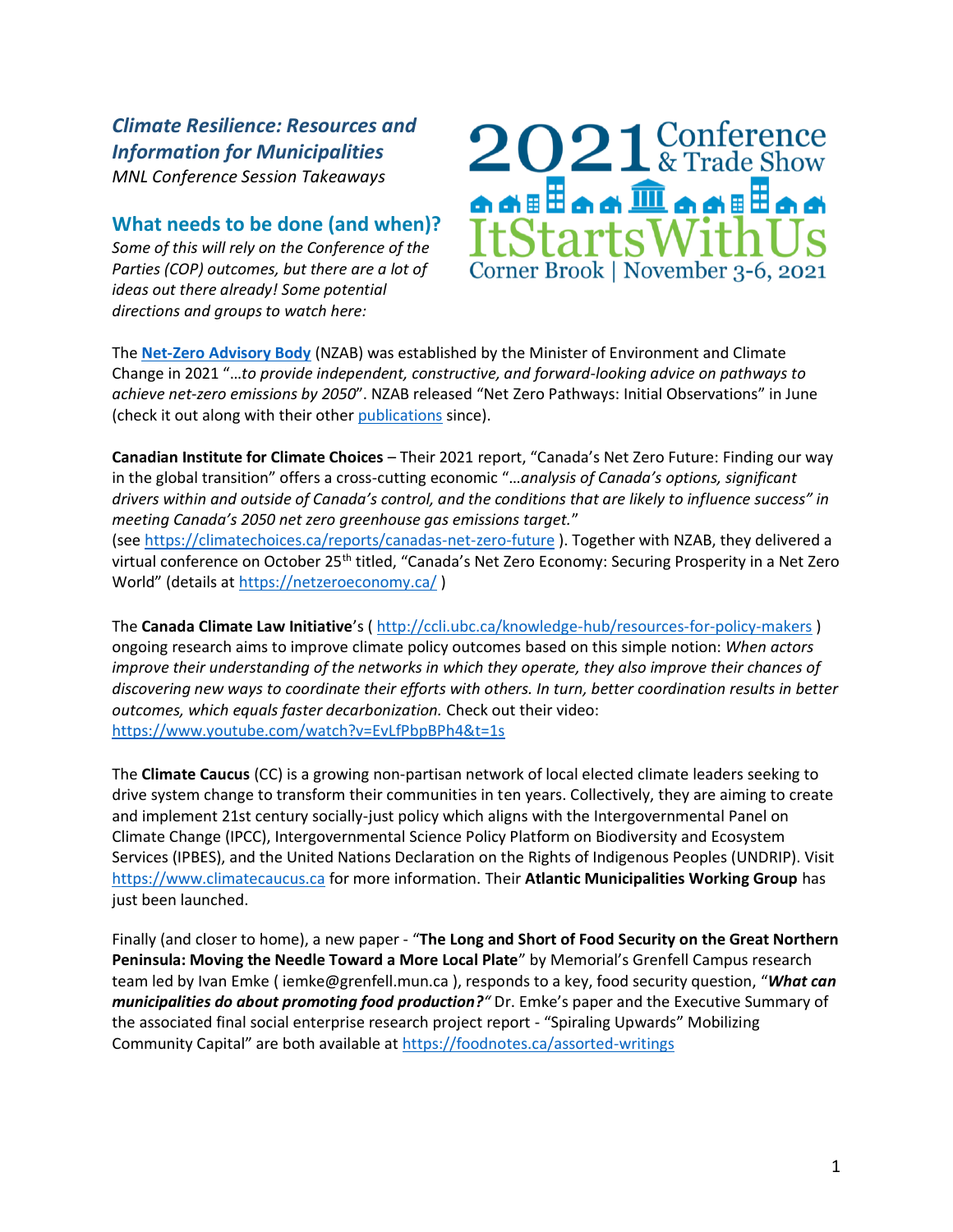# *Climate Resilience: Resources and Information for Municipalities*

*MNL Conference Session Takeaways*

2021 Conference & Trade Show
ItStartsWithUs
Corner Brook | November 3-6, 2021

## What needs to be done (and when)?

*Some of this will rely on the Conference of the Parties (COP) outcomes, but there are a lot of ideas out there already! Some potential directions and groups to watch here:*

The **Net-Zero Advisory Body** (NZAB) was established by the Minister of Environment and Climate Change in 2021 "…*to provide independent, constructive, and forward-looking advice on pathways to achieve net-zero emissions by 2050*". NZAB released "Net Zero Pathways: Initial Observations" in June (check it out along with their other publications since).

**Canadian Institute for Climate Choices** – Their 2021 report, "Canada's Net Zero Future: Finding our way in the global transition" offers a cross-cutting economic "…*analysis of Canada's options, significant drivers within and outside of Canada's control, and the conditions that are likely to influence success" in meeting Canada's 2050 net zero greenhouse gas emissions target.*"
(see https://climatechoices.ca/reports/canadas-net-zero-future ). Together with NZAB, they delivered a virtual conference on October 25th titled, "Canada's Net Zero Economy: Securing Prosperity in a Net Zero World" (details at https://netzeroeconomy.ca/ )

The **Canada Climate Law Initiative**'s ( http://ccli.ubc.ca/knowledge-hub/resources-for-policy-makers ) ongoing research aims to improve climate policy outcomes based on this simple notion: *When actors improve their understanding of the networks in which they operate, they also improve their chances of discovering new ways to coordinate their efforts with others. In turn, better coordination results in better outcomes, which equals faster decarbonization.* Check out their video: https://www.youtube.com/watch?v=EvLfPbpBPh4&t=1s

The **Climate Caucus** (CC) is a growing non-partisan network of local elected climate leaders seeking to drive system change to transform their communities in ten years. Collectively, they are aiming to create and implement 21st century socially-just policy which aligns with the Intergovernmental Panel on Climate Change (IPCC), Intergovernmental Science Policy Platform on Biodiversity and Ecosystem Services (IPBES), and the United Nations Declaration on the Rights of Indigenous Peoples (UNDRIP). Visit https://www.climatecaucus.ca for more information. Their **Atlantic Municipalities Working Group** has just been launched.

Finally (and closer to home), a new paper - "**The Long and Short of Food Security on the Great Northern Peninsula: Moving the Needle Toward a More Local Plate**" by Memorial's Grenfell Campus research team led by Ivan Emke ( iemke@grenfell.mun.ca ), responds to a key, food security question, "***What can municipalities do about promoting food production?***" Dr. Emke's paper and the Executive Summary of the associated final social enterprise research project report - "Spiraling Upwards" Mobilizing Community Capital" are both available at https://foodnotes.ca/assorted-writings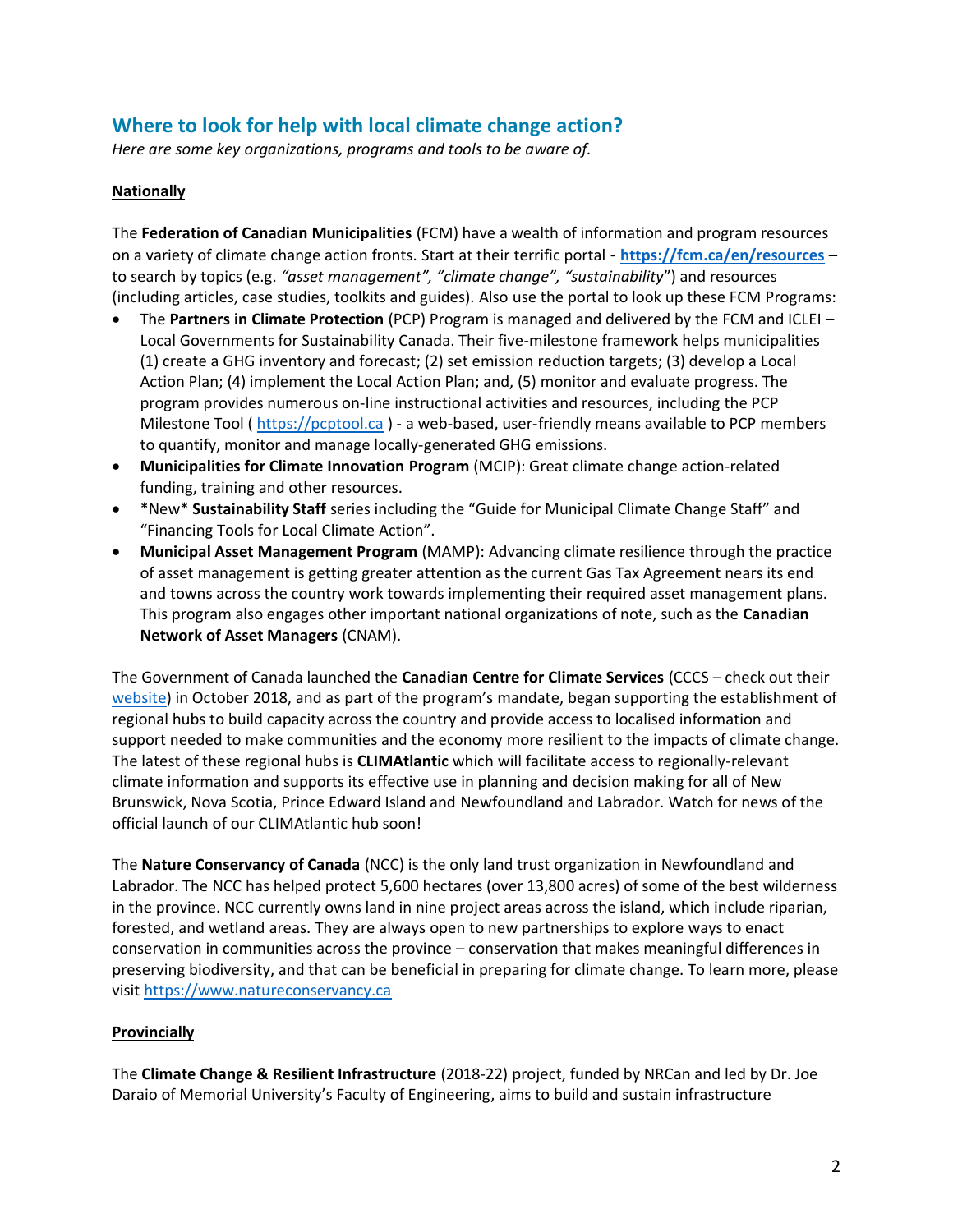## Where to look for help with local climate change action?

*Here are some key organizations, programs and tools to be aware of.*

**Nationally**

The **Federation of Canadian Municipalities** (FCM) have a wealth of information and program resources on a variety of climate change action fronts. Start at their terrific portal - **https://fcm.ca/en/resources** – to search by topics (e.g. *"asset management", "climate change", "sustainability*") and resources (including articles, case studies, toolkits and guides). Also use the portal to look up these FCM Programs:

- The **Partners in Climate Protection** (PCP) Program is managed and delivered by the FCM and ICLEI – Local Governments for Sustainability Canada. Their five-milestone framework helps municipalities (1) create a GHG inventory and forecast; (2) set emission reduction targets; (3) develop a Local Action Plan; (4) implement the Local Action Plan; and, (5) monitor and evaluate progress. The program provides numerous on-line instructional activities and resources, including the PCP Milestone Tool ( https://pcptool.ca ) - a web-based, user-friendly means available to PCP members to quantify, monitor and manage locally-generated GHG emissions.
- **Municipalities for Climate Innovation Program** (MCIP): Great climate change action-related funding, training and other resources.
- *New* **Sustainability Staff** series including the "Guide for Municipal Climate Change Staff" and "Financing Tools for Local Climate Action".
- **Municipal Asset Management Program** (MAMP): Advancing climate resilience through the practice of asset management is getting greater attention as the current Gas Tax Agreement nears its end and towns across the country work towards implementing their required asset management plans. This program also engages other important national organizations of note, such as the **Canadian Network of Asset Managers** (CNAM).

The Government of Canada launched the **Canadian Centre for Climate Services** (CCCS – check out their website) in October 2018, and as part of the program's mandate, began supporting the establishment of regional hubs to build capacity across the country and provide access to localised information and support needed to make communities and the economy more resilient to the impacts of climate change. The latest of these regional hubs is **CLIMAtlantic** which will facilitate access to regionally-relevant climate information and supports its effective use in planning and decision making for all of New Brunswick, Nova Scotia, Prince Edward Island and Newfoundland and Labrador. Watch for news of the official launch of our CLIMAtlantic hub soon!

The **Nature Conservancy of Canada** (NCC) is the only land trust organization in Newfoundland and Labrador. The NCC has helped protect 5,600 hectares (over 13,800 acres) of some of the best wilderness in the province. NCC currently owns land in nine project areas across the island, which include riparian, forested, and wetland areas. They are always open to new partnerships to explore ways to enact conservation in communities across the province – conservation that makes meaningful differences in preserving biodiversity, and that can be beneficial in preparing for climate change. To learn more, please visit https://www.natureconservancy.ca

**Provincially**

The **Climate Change & Resilient Infrastructure** (2018-22) project, funded by NRCan and led by Dr. Joe Daraio of Memorial University's Faculty of Engineering, aims to build and sustain infrastructure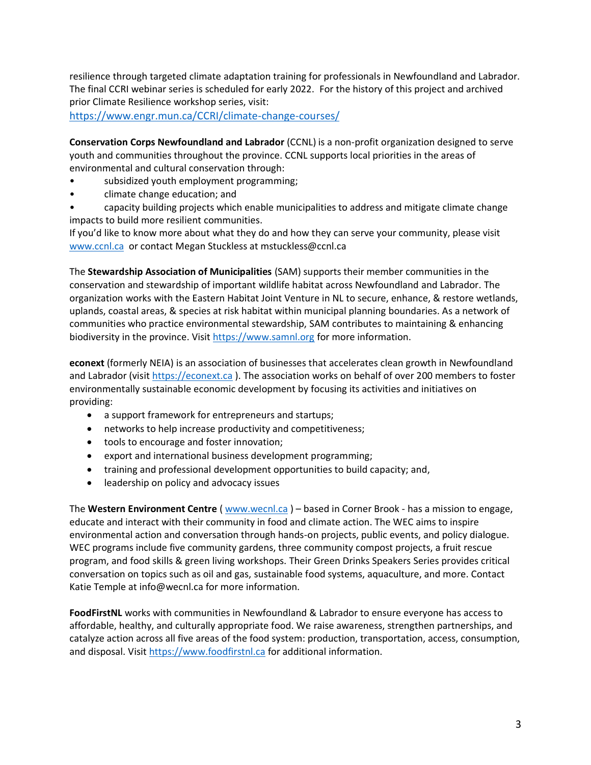resilience through targeted climate adaptation training for professionals in Newfoundland and Labrador. The final CCRI webinar series is scheduled for early 2022. For the history of this project and archived prior Climate Resilience workshop series, visit:
https://www.engr.mun.ca/CCRI/climate-change-courses/

**Conservation Corps Newfoundland and Labrador** (CCNL) is a non-profit organization designed to serve youth and communities throughout the province. CCNL supports local priorities in the areas of environmental and cultural conservation through:

- subsidized youth employment programming;
- climate change education; and
- capacity building projects which enable municipalities to address and mitigate climate change impacts to build more resilient communities.

If you'd like to know more about what they do and how they can serve your community, please visit www.ccnl.ca or contact Megan Stuckless at mstuckless@ccnl.ca

The **Stewardship Association of Municipalities** (SAM) supports their member communities in the conservation and stewardship of important wildlife habitat across Newfoundland and Labrador. The organization works with the Eastern Habitat Joint Venture in NL to secure, enhance, & restore wetlands, uplands, coastal areas, & species at risk habitat within municipal planning boundaries. As a network of communities who practice environmental stewardship, SAM contributes to maintaining & enhancing biodiversity in the province. Visit https://www.samnl.org for more information.

**econext** (formerly NEIA) is an association of businesses that accelerates clean growth in Newfoundland and Labrador (visit https://econext.ca ). The association works on behalf of over 200 members to foster environmentally sustainable economic development by focusing its activities and initiatives on providing:

- a support framework for entrepreneurs and startups;
- networks to help increase productivity and competitiveness;
- tools to encourage and foster innovation;
- export and international business development programming;
- training and professional development opportunities to build capacity; and,
- leadership on policy and advocacy issues

The **Western Environment Centre** ( www.wecnl.ca ) – based in Corner Brook - has a mission to engage, educate and interact with their community in food and climate action. The WEC aims to inspire environmental action and conversation through hands-on projects, public events, and policy dialogue. WEC programs include five community gardens, three community compost projects, a fruit rescue program, and food skills & green living workshops. Their Green Drinks Speakers Series provides critical conversation on topics such as oil and gas, sustainable food systems, aquaculture, and more. Contact Katie Temple at info@wecnl.ca for more information.

**FoodFirstNL** works with communities in Newfoundland & Labrador to ensure everyone has access to affordable, healthy, and culturally appropriate food. We raise awareness, strengthen partnerships, and catalyze action across all five areas of the food system: production, transportation, access, consumption, and disposal. Visit https://www.foodfirstnl.ca for additional information.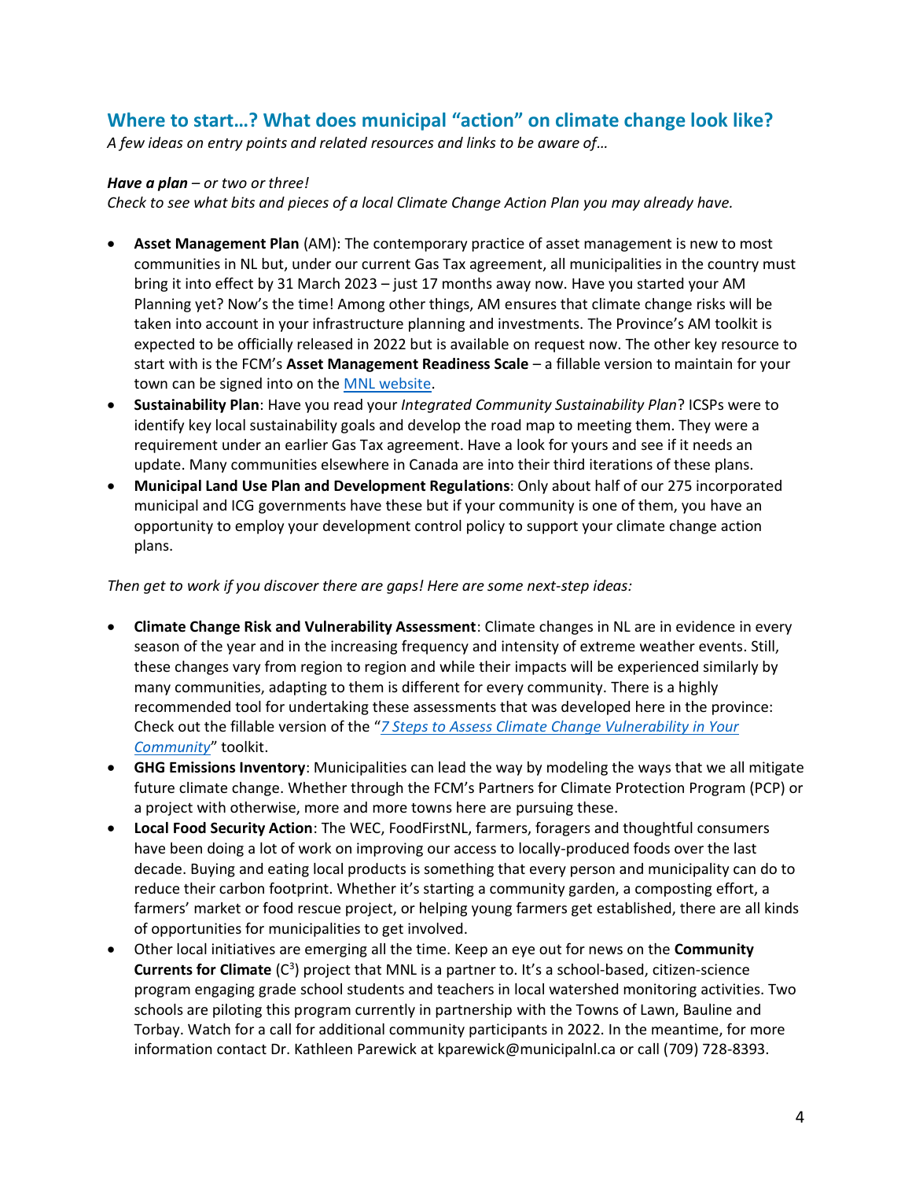## Where to start…? What does municipal "action" on climate change look like?

*A few ideas on entry points and related resources and links to be aware of…*

***Have a plan** – or two or three!*
*Check to see what bits and pieces of a local Climate Change Action Plan you may already have.*

- **Asset Management Plan** (AM): The contemporary practice of asset management is new to most communities in NL but, under our current Gas Tax agreement, all municipalities in the country must bring it into effect by 31 March 2023 – just 17 months away now. Have you started your AM Planning yet? Now's the time! Among other things, AM ensures that climate change risks will be taken into account in your infrastructure planning and investments. The Province's AM toolkit is expected to be officially released in 2022 but is available on request now. The other key resource to start with is the FCM's **Asset Management Readiness Scale** – a fillable version to maintain for your town can be signed into on the MNL website.
- **Sustainability Plan**: Have you read your *Integrated Community Sustainability Plan*? ICSPs were to identify key local sustainability goals and develop the road map to meeting them. They were a requirement under an earlier Gas Tax agreement. Have a look for yours and see if it needs an update. Many communities elsewhere in Canada are into their third iterations of these plans.
- **Municipal Land Use Plan and Development Regulations**: Only about half of our 275 incorporated municipal and ICG governments have these but if your community is one of them, you have an opportunity to employ your development control policy to support your climate change action plans.

*Then get to work if you discover there are gaps! Here are some next-step ideas:*

- **Climate Change Risk and Vulnerability Assessment**: Climate changes in NL are in evidence in every season of the year and in the increasing frequency and intensity of extreme weather events. Still, these changes vary from region to region and while their impacts will be experienced similarly by many communities, adapting to them is different for every community. There is a highly recommended tool for undertaking these assessments that was developed here in the province: Check out the fillable version of the "*7 Steps to Assess Climate Change Vulnerability in Your Community*" toolkit.
- **GHG Emissions Inventory**: Municipalities can lead the way by modeling the ways that we all mitigate future climate change. Whether through the FCM's Partners for Climate Protection Program (PCP) or a project with otherwise, more and more towns here are pursuing these.
- **Local Food Security Action**: The WEC, FoodFirstNL, farmers, foragers and thoughtful consumers have been doing a lot of work on improving our access to locally-produced foods over the last decade. Buying and eating local products is something that every person and municipality can do to reduce their carbon footprint. Whether it's starting a community garden, a composting effort, a farmers' market or food rescue project, or helping young farmers get established, there are all kinds of opportunities for municipalities to get involved.
- Other local initiatives are emerging all the time. Keep an eye out for news on the **Community Currents for Climate** ($C^3$) project that MNL is a partner to. It's a school-based, citizen-science program engaging grade school students and teachers in local watershed monitoring activities. Two schools are piloting this program currently in partnership with the Towns of Lawn, Bauline and Torbay. Watch for a call for additional community participants in 2022. In the meantime, for more information contact Dr. Kathleen Parewick at kparewick@municipalnl.ca or call (709) 728-8393.